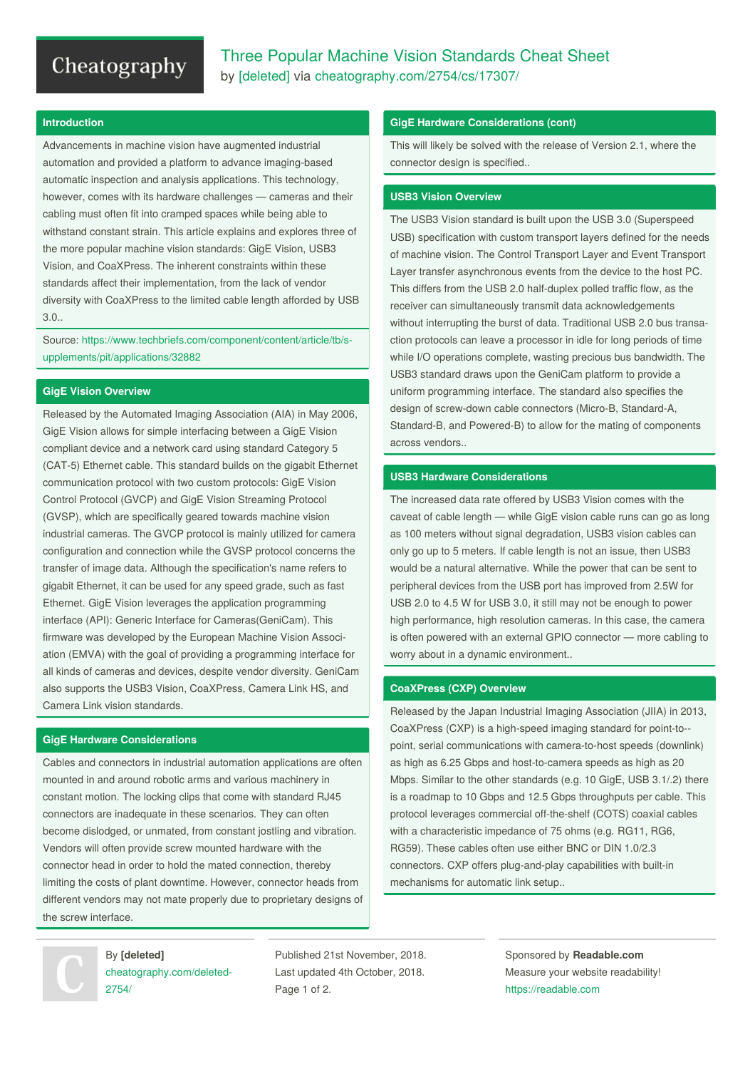# Three Popular Machine Vision Standards Cheat Sheet

by [deleted] via cheatography.com/2754/cs/17307/

## Introduction

Advancements in machine vision have augmented industrial automation and provided a platform to advance imaging-based automatic inspection and analysis applications. This technology, however, comes with its hardware challenges — cameras and their cabling must often fit into cramped spaces while being able to withstand constant strain. This article explains and explores three of the more popular machine vision standards: GigE Vision, USB3 Vision, and CoaXPress. The inherent constraints within these standards affect their implementation, from the lack of vendor diversity with CoaXPress to the limited cable length afforded by USB 3.0..

Source: https://www.techbriefs.com/component/content/article/tb/supplements/pit/applications/32882

## GigE Vision Overview

Released by the Automated Imaging Association (AIA) in May 2006, GigE Vision allows for simple interfacing between a GigE Vision compliant device and a network card using standard Category 5 (CAT-5) Ethernet cable. This standard builds on the gigabit Ethernet communication protocol with two custom protocols: GigE Vision Control Protocol (GVCP) and GigE Vision Streaming Protocol (GVSP), which are specifically geared towards machine vision industrial cameras. The GVCP protocol is mainly utilized for camera configuration and connection while the GVSP protocol concerns the transfer of image data. Although the specification's name refers to gigabit Ethernet, it can be used for any speed grade, such as fast Ethernet. GigE Vision leverages the application programming interface (API): Generic Interface for Cameras(GeniCam). This firmware was developed by the European Machine Vision Association (EMVA) with the goal of providing a programming interface for all kinds of cameras and devices, despite vendor diversity. GeniCam also supports the USB3 Vision, CoaXPress, Camera Link HS, and Camera Link vision standards.

## GigE Hardware Considerations

Cables and connectors in industrial automation applications are often mounted in and around robotic arms and various machinery in constant motion. The locking clips that come with standard RJ45 connectors are inadequate in these scenarios. They can often become dislodged, or unmated, from constant jostling and vibration. Vendors will often provide screw mounted hardware with the connector head in order to hold the mated connection, thereby limiting the costs of plant downtime. However, connector heads from different vendors may not mate properly due to proprietary designs of the screw interface.

## GigE Hardware Considerations (cont)

This will likely be solved with the release of Version 2.1, where the connector design is specified..

## USB3 Vision Overview

The USB3 Vision standard is built upon the USB 3.0 (Superspeed USB) specification with custom transport layers defined for the needs of machine vision. The Control Transport Layer and Event Transport Layer transfer asynchronous events from the device to the host PC. This differs from the USB 2.0 half-duplex polled traffic flow, as the receiver can simultaneously transmit data acknowledgements without interrupting the burst of data. Traditional USB 2.0 bus transaction protocols can leave a processor in idle for long periods of time while I/O operations complete, wasting precious bus bandwidth. The USB3 standard draws upon the GeniCam platform to provide a uniform programming interface. The standard also specifies the design of screw-down cable connectors (Micro-B, Standard-A, Standard-B, and Powered-B) to allow for the mating of components across vendors..

## USB3 Hardware Considerations

The increased data rate offered by USB3 Vision comes with the caveat of cable length — while GigE vision cable runs can go as long as 100 meters without signal degradation, USB3 vision cables can only go up to 5 meters. If cable length is not an issue, then USB3 would be a natural alternative. While the power that can be sent to peripheral devices from the USB port has improved from 2.5W for USB 2.0 to 4.5 W for USB 3.0, it still may not be enough to power high performance, high resolution cameras. In this case, the camera is often powered with an external GPIO connector — more cabling to worry about in a dynamic environment..

## CoaXPress (CXP) Overview

Released by the Japan Industrial Imaging Association (JIIA) in 2013, CoaXPress (CXP) is a high-speed imaging standard for point-to--point, serial communications with camera-to-host speeds (downlink) as high as 6.25 Gbps and host-to-camera speeds as high as 20 Mbps. Similar to the other standards (e.g. 10 GigE, USB 3.1/.2) there is a roadmap to 10 Gbps and 12.5 Gbps throughputs per cable. This protocol leverages commercial off-the-shelf (COTS) coaxial cables with a characteristic impedance of 75 ohms (e.g. RG11, RG6, RG59). These cables often use either BNC or DIN 1.0/2.3 connectors. CXP offers plug-and-play capabilities with built-in mechanisms for automatic link setup..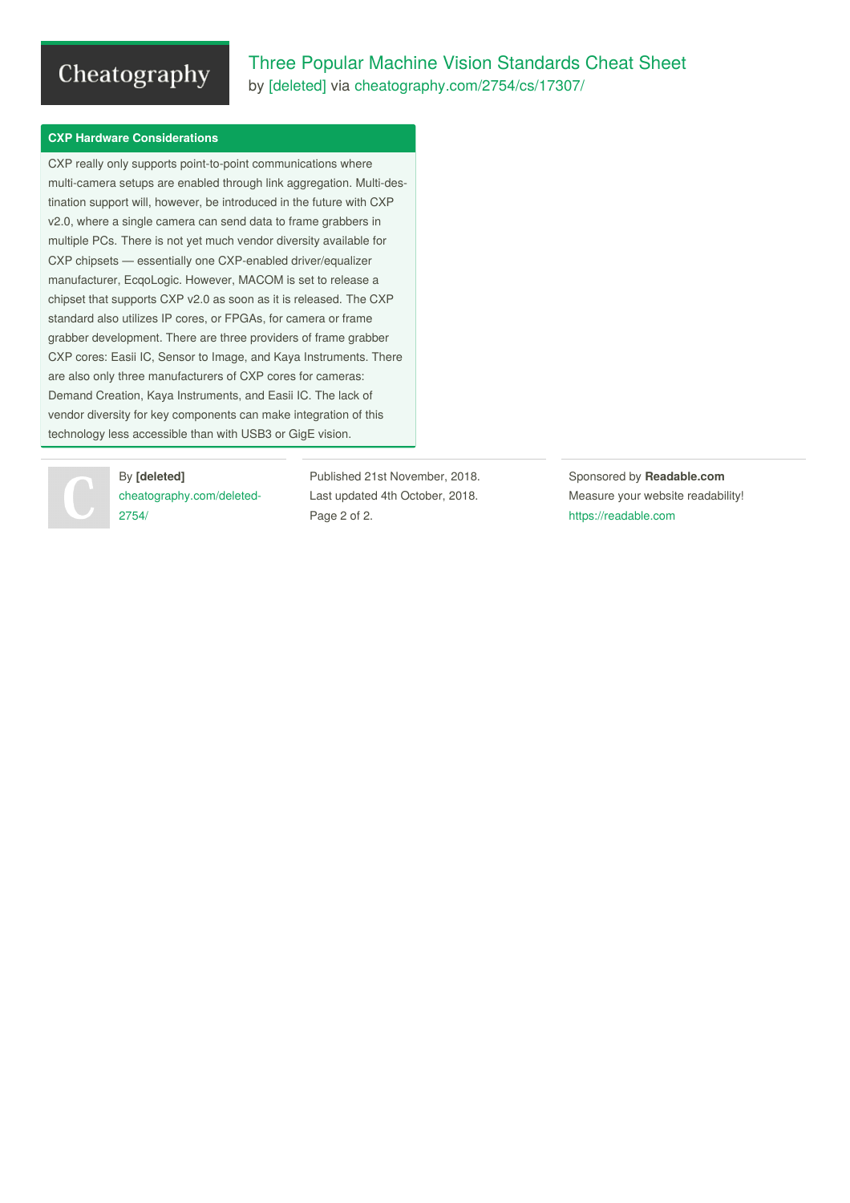## CXP Hardware Considerations

CXP really only supports point-to-point communications where multi-camera setups are enabled through link aggregation. Multi-destination support will, however, be introduced in the future with CXP v2.0, where a single camera can send data to frame grabbers in multiple PCs. There is not yet much vendor diversity available for CXP chipsets — essentially one CXP-enabled driver/equalizer manufacturer, EcqoLogic. However, MACOM is set to release a chipset that supports CXP v2.0 as soon as it is released. The CXP standard also utilizes IP cores, or FPGAs, for camera or frame grabber development. There are three providers of frame grabber CXP cores: Easii IC, Sensor to Image, and Kaya Instruments. There are also only three manufacturers of CXP cores for cameras: Demand Creation, Kaya Instruments, and Easii IC. The lack of vendor diversity for key components can make integration of this technology less accessible than with USB3 or GigE vision.